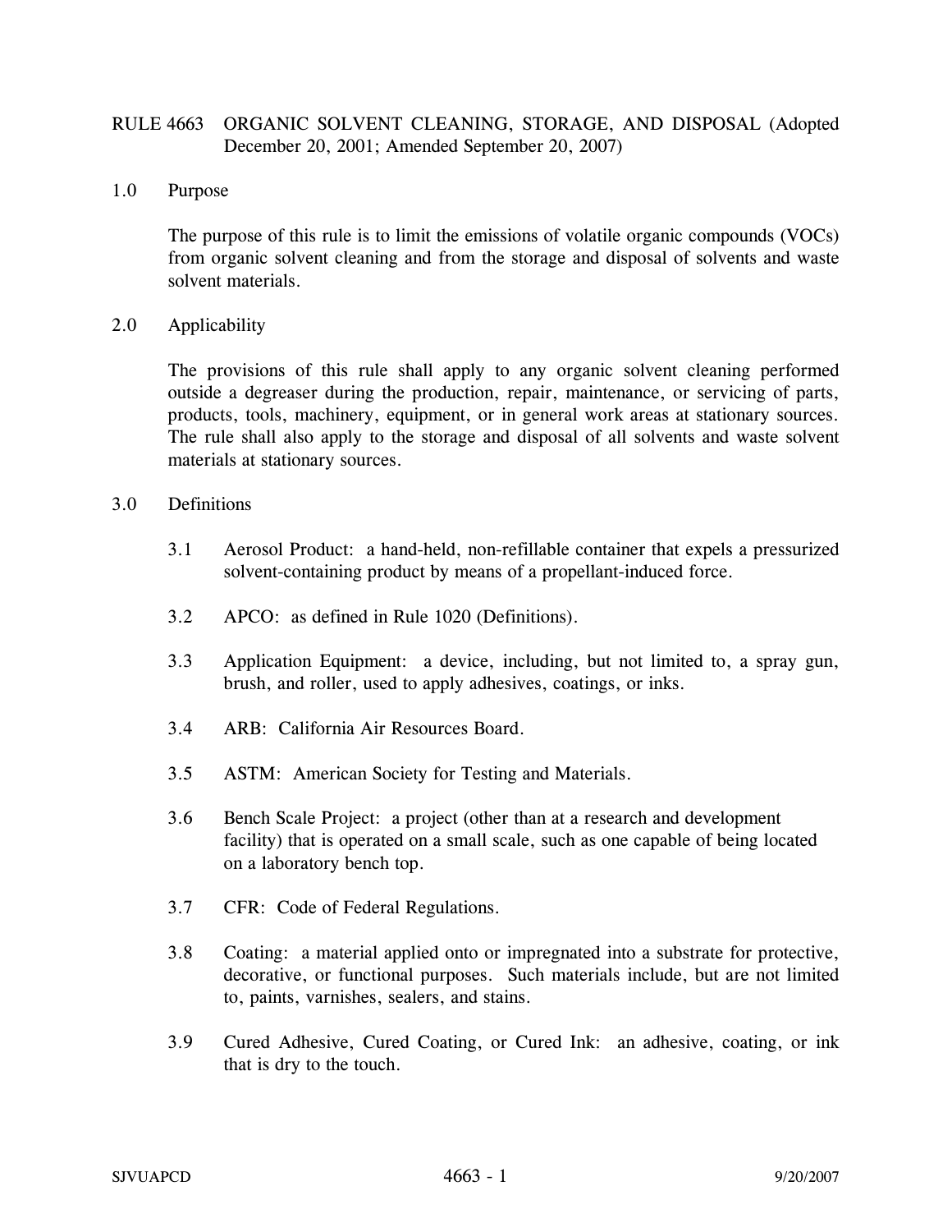# RULE 4663 ORGANIC SOLVENT CLEANING, STORAGE, AND DISPOSAL (Adopted December 20, 2001; Amended September 20, 2007)

## 1.0 Purpose

The purpose of this rule is to limit the emissions of volatile organic compounds (VOCs) from organic solvent cleaning and from the storage and disposal of solvents and waste solvent materials.

## 2.0 Applicability

The provisions of this rule shall apply to any organic solvent cleaning performed outside a degreaser during the production, repair, maintenance, or servicing of parts, products, tools, machinery, equipment, or in general work areas at stationary sources. The rule shall also apply to the storage and disposal of all solvents and waste solvent materials at stationary sources.

## 3.0 Definitions

3.1 Aerosol Product: a hand-held, non-refillable container that expels a pressurized solvent-containing product by means of a propellant-induced force.

3.2 APCO: as defined in Rule 1020 (Definitions).

3.3 Application Equipment: a device, including, but not limited to, a spray gun, brush, and roller, used to apply adhesives, coatings, or inks.

3.4 ARB: California Air Resources Board.

3.5 ASTM: American Society for Testing and Materials.

3.6 Bench Scale Project: a project (other than at a research and development facility) that is operated on a small scale, such as one capable of being located on a laboratory bench top.

3.7 CFR: Code of Federal Regulations.

3.8 Coating: a material applied onto or impregnated into a substrate for protective, decorative, or functional purposes. Such materials include, but are not limited to, paints, varnishes, sealers, and stains.

3.9 Cured Adhesive, Cured Coating, or Cured Ink: an adhesive, coating, or ink that is dry to the touch.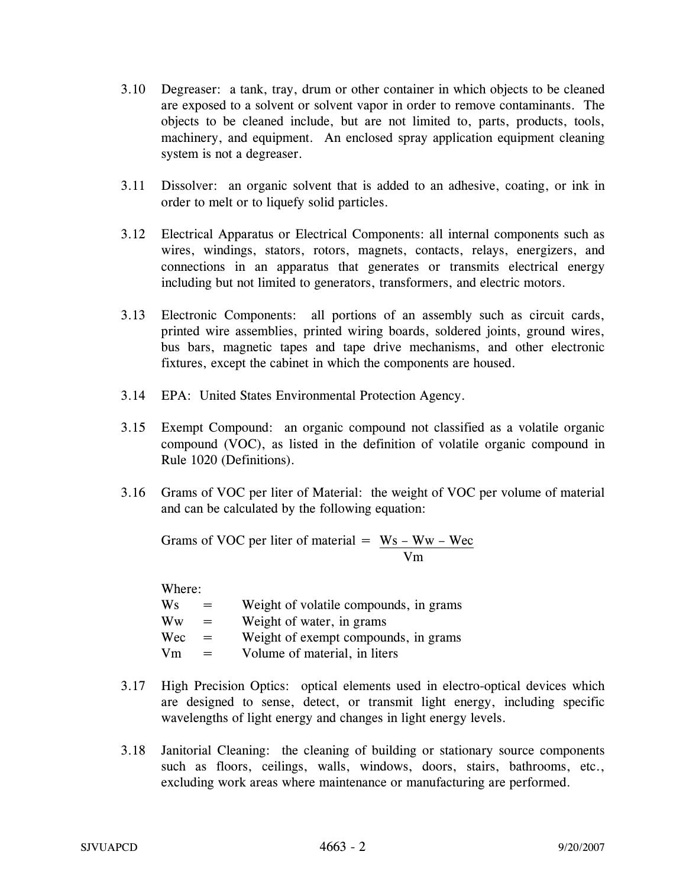3.10 Degreaser: a tank, tray, drum or other container in which objects to be cleaned are exposed to a solvent or solvent vapor in order to remove contaminants. The objects to be cleaned include, but are not limited to, parts, products, tools, machinery, and equipment. An enclosed spray application equipment cleaning system is not a degreaser.

3.11 Dissolver: an organic solvent that is added to an adhesive, coating, or ink in order to melt or to liquefy solid particles.

3.12 Electrical Apparatus or Electrical Components: all internal components such as wires, windings, stators, rotors, magnets, contacts, relays, energizers, and connections in an apparatus that generates or transmits electrical energy including but not limited to generators, transformers, and electric motors.

3.13 Electronic Components: all portions of an assembly such as circuit cards, printed wire assemblies, printed wiring boards, soldered joints, ground wires, bus bars, magnetic tapes and tape drive mechanisms, and other electronic fixtures, except the cabinet in which the components are housed.

3.14 EPA: United States Environmental Protection Agency.

3.15 Exempt Compound: an organic compound not classified as a volatile organic compound (VOC), as listed in the definition of volatile organic compound in Rule 1020 (Definitions).

3.16 Grams of VOC per liter of Material: the weight of VOC per volume of material and can be calculated by the following equation:

$$\text{Grams of VOC per liter of material} = \frac{Ws - Ww - Wec}{Vm}$$

Where:

| | | |
|---|---|---|
| Ws | = | Weight of volatile compounds, in grams |
| Ww | = | Weight of water, in grams |
| Wec | = | Weight of exempt compounds, in grams |
| Vm | = | Volume of material, in liters |

3.17 High Precision Optics: optical elements used in electro-optical devices which are designed to sense, detect, or transmit light energy, including specific wavelengths of light energy and changes in light energy levels.

3.18 Janitorial Cleaning: the cleaning of building or stationary source components such as floors, ceilings, walls, windows, doors, stairs, bathrooms, etc., excluding work areas where maintenance or manufacturing are performed.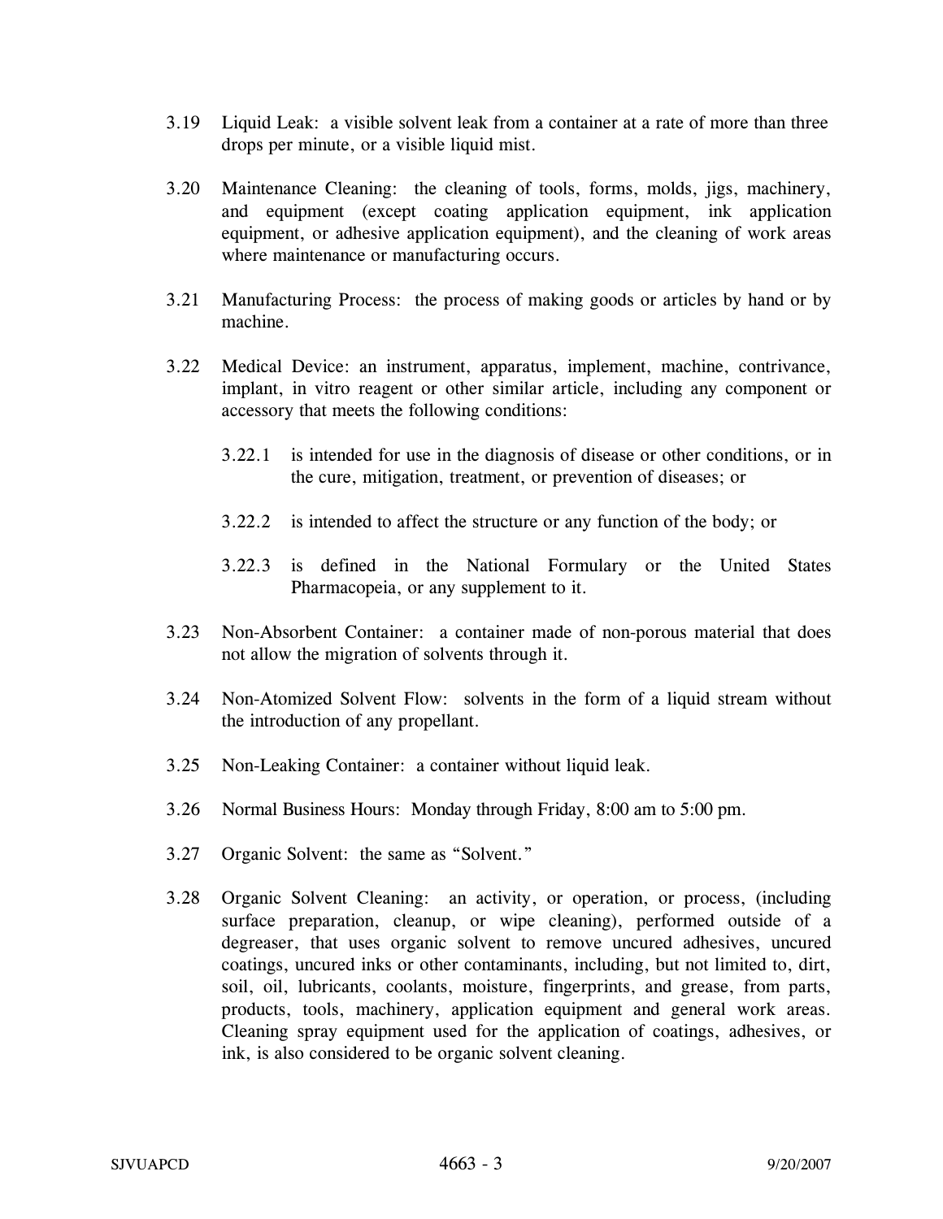3.19 Liquid Leak: a visible solvent leak from a container at a rate of more than three drops per minute, or a visible liquid mist.

3.20 Maintenance Cleaning: the cleaning of tools, forms, molds, jigs, machinery, and equipment (except coating application equipment, ink application equipment, or adhesive application equipment), and the cleaning of work areas where maintenance or manufacturing occurs.

3.21 Manufacturing Process: the process of making goods or articles by hand or by machine.

3.22 Medical Device: an instrument, apparatus, implement, machine, contrivance, implant, in vitro reagent or other similar article, including any component or accessory that meets the following conditions:

- 3.22.1 is intended for use in the diagnosis of disease or other conditions, or in the cure, mitigation, treatment, or prevention of diseases; or

- 3.22.2 is intended to affect the structure or any function of the body; or

- 3.22.3 is defined in the National Formulary or the United States Pharmacopeia, or any supplement to it.

3.23 Non-Absorbent Container: a container made of non-porous material that does not allow the migration of solvents through it.

3.24 Non-Atomized Solvent Flow: solvents in the form of a liquid stream without the introduction of any propellant.

3.25 Non-Leaking Container: a container without liquid leak.

3.26 Normal Business Hours: Monday through Friday, 8:00 am to 5:00 pm.

3.27 Organic Solvent: the same as "Solvent."

3.28 Organic Solvent Cleaning: an activity, or operation, or process, (including surface preparation, cleanup, or wipe cleaning), performed outside of a degreaser, that uses organic solvent to remove uncured adhesives, uncured coatings, uncured inks or other contaminants, including, but not limited to, dirt, soil, oil, lubricants, coolants, moisture, fingerprints, and grease, from parts, products, tools, machinery, application equipment and general work areas. Cleaning spray equipment used for the application of coatings, adhesives, or ink, is also considered to be organic solvent cleaning.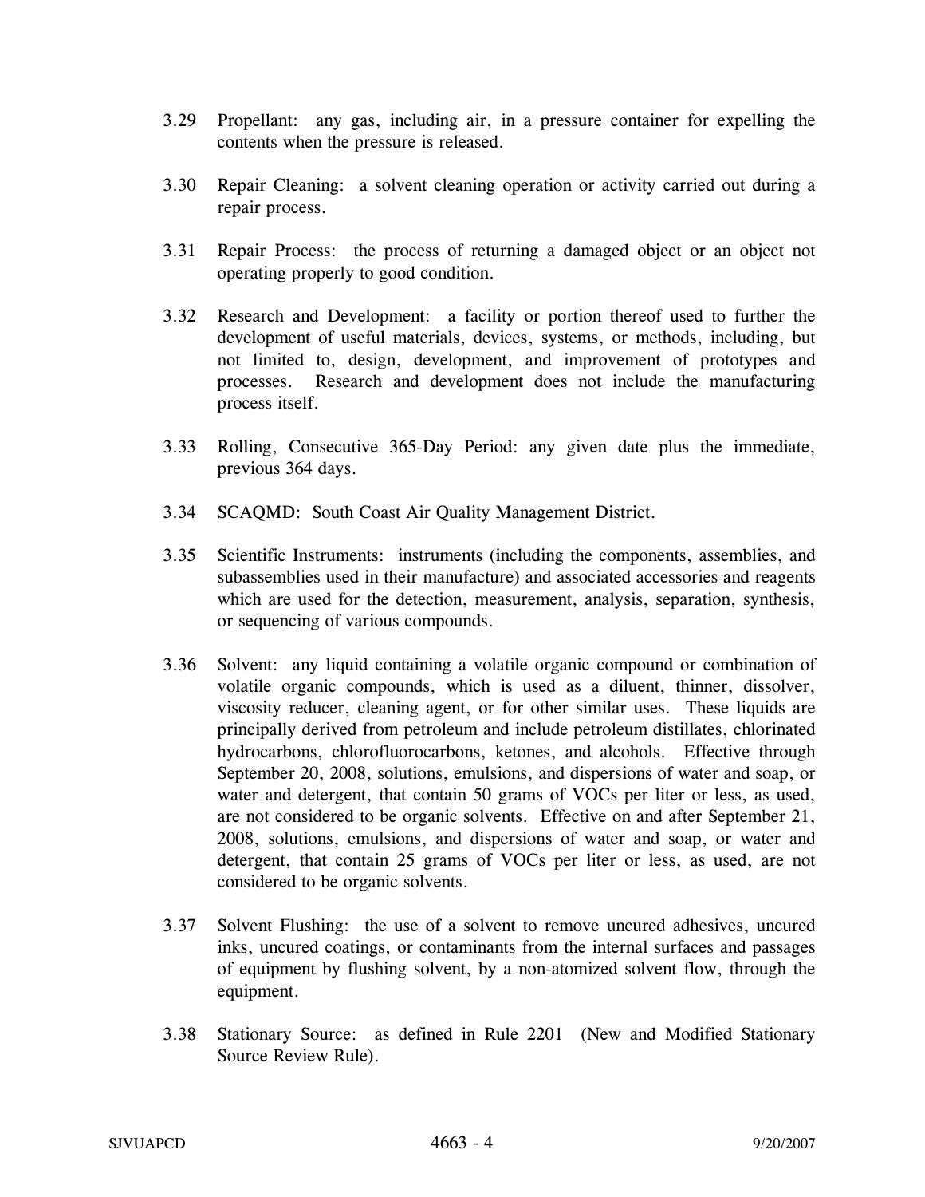3.29 Propellant: any gas, including air, in a pressure container for expelling the contents when the pressure is released.

3.30 Repair Cleaning: a solvent cleaning operation or activity carried out during a repair process.

3.31 Repair Process: the process of returning a damaged object or an object not operating properly to good condition.

3.32 Research and Development: a facility or portion thereof used to further the development of useful materials, devices, systems, or methods, including, but not limited to, design, development, and improvement of prototypes and processes. Research and development does not include the manufacturing process itself.

3.33 Rolling, Consecutive 365-Day Period: any given date plus the immediate, previous 364 days.

3.34 SCAQMD: South Coast Air Quality Management District.

3.35 Scientific Instruments: instruments (including the components, assemblies, and subassemblies used in their manufacture) and associated accessories and reagents which are used for the detection, measurement, analysis, separation, synthesis, or sequencing of various compounds.

3.36 Solvent: any liquid containing a volatile organic compound or combination of volatile organic compounds, which is used as a diluent, thinner, dissolver, viscosity reducer, cleaning agent, or for other similar uses. These liquids are principally derived from petroleum and include petroleum distillates, chlorinated hydrocarbons, chlorofluorocarbons, ketones, and alcohols. Effective through September 20, 2008, solutions, emulsions, and dispersions of water and soap, or water and detergent, that contain 50 grams of VOCs per liter or less, as used, are not considered to be organic solvents. Effective on and after September 21, 2008, solutions, emulsions, and dispersions of water and soap, or water and detergent, that contain 25 grams of VOCs per liter or less, as used, are not considered to be organic solvents.

3.37 Solvent Flushing: the use of a solvent to remove uncured adhesives, uncured inks, uncured coatings, or contaminants from the internal surfaces and passages of equipment by flushing solvent, by a non-atomized solvent flow, through the equipment.

3.38 Stationary Source: as defined in Rule 2201 (New and Modified Stationary Source Review Rule).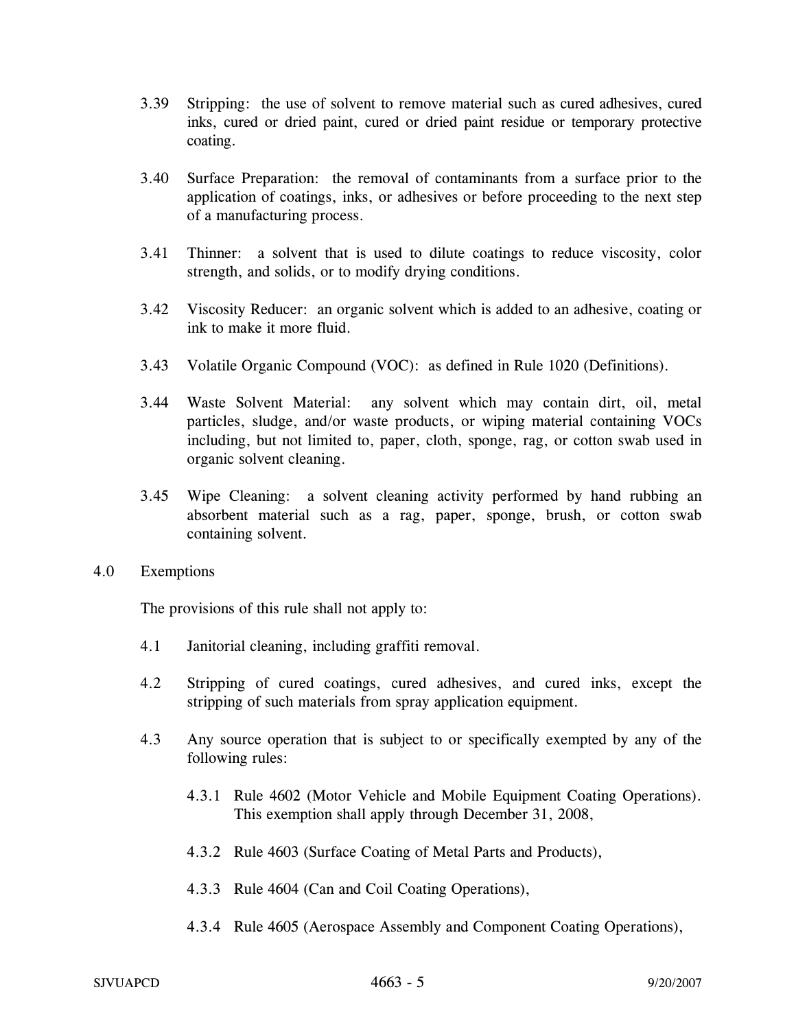3.39 Stripping: the use of solvent to remove material such as cured adhesives, cured inks, cured or dried paint, cured or dried paint residue or temporary protective coating.

3.40 Surface Preparation: the removal of contaminants from a surface prior to the application of coatings, inks, or adhesives or before proceeding to the next step of a manufacturing process.

3.41 Thinner: a solvent that is used to dilute coatings to reduce viscosity, color strength, and solids, or to modify drying conditions.

3.42 Viscosity Reducer: an organic solvent which is added to an adhesive, coating or ink to make it more fluid.

3.43 Volatile Organic Compound (VOC): as defined in Rule 1020 (Definitions).

3.44 Waste Solvent Material: any solvent which may contain dirt, oil, metal particles, sludge, and/or waste products, or wiping material containing VOCs including, but not limited to, paper, cloth, sponge, rag, or cotton swab used in organic solvent cleaning.

3.45 Wipe Cleaning: a solvent cleaning activity performed by hand rubbing an absorbent material such as a rag, paper, sponge, brush, or cotton swab containing solvent.

## 4.0 Exemptions

The provisions of this rule shall not apply to:

4.1 Janitorial cleaning, including graffiti removal.

4.2 Stripping of cured coatings, cured adhesives, and cured inks, except the stripping of such materials from spray application equipment.

4.3 Any source operation that is subject to or specifically exempted by any of the following rules:

4.3.1 Rule 4602 (Motor Vehicle and Mobile Equipment Coating Operations). This exemption shall apply through December 31, 2008,

4.3.2 Rule 4603 (Surface Coating of Metal Parts and Products),

4.3.3 Rule 4604 (Can and Coil Coating Operations),

4.3.4 Rule 4605 (Aerospace Assembly and Component Coating Operations),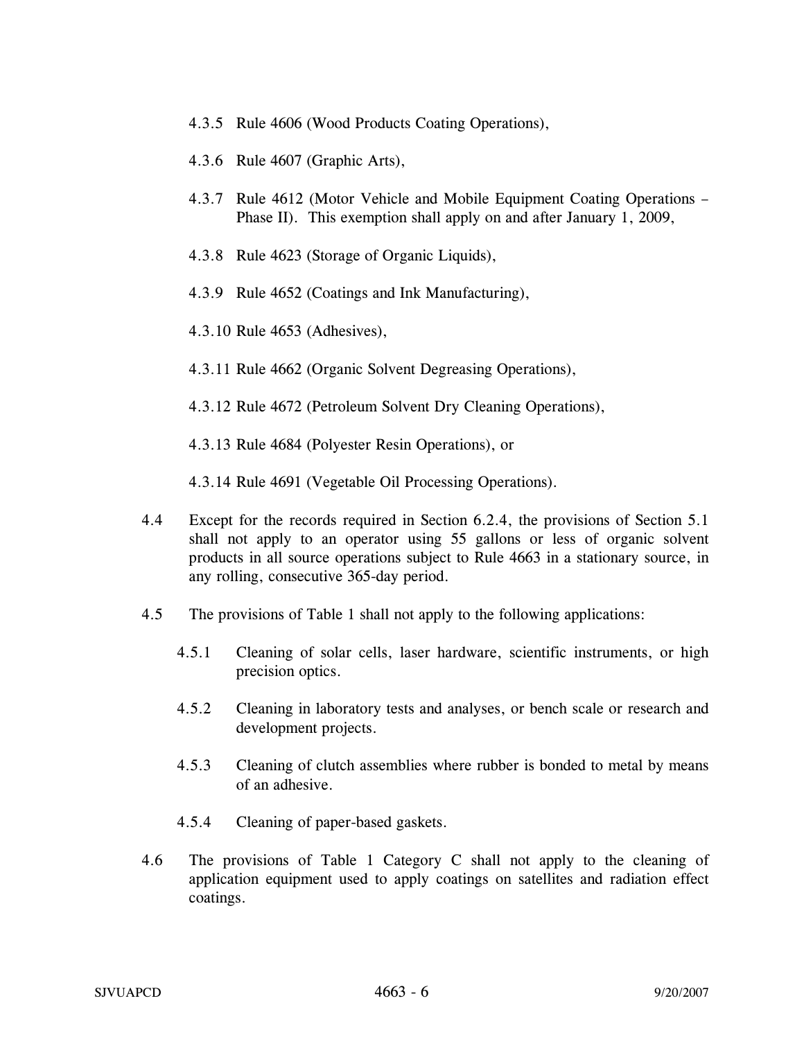4.3.5 Rule 4606 (Wood Products Coating Operations),

4.3.6 Rule 4607 (Graphic Arts),

4.3.7 Rule 4612 (Motor Vehicle and Mobile Equipment Coating Operations – Phase II). This exemption shall apply on and after January 1, 2009,

4.3.8 Rule 4623 (Storage of Organic Liquids),

4.3.9 Rule 4652 (Coatings and Ink Manufacturing),

4.3.10 Rule 4653 (Adhesives),

4.3.11 Rule 4662 (Organic Solvent Degreasing Operations),

4.3.12 Rule 4672 (Petroleum Solvent Dry Cleaning Operations),

4.3.13 Rule 4684 (Polyester Resin Operations), or

4.3.14 Rule 4691 (Vegetable Oil Processing Operations).

4.4 Except for the records required in Section 6.2.4, the provisions of Section 5.1 shall not apply to an operator using 55 gallons or less of organic solvent products in all source operations subject to Rule 4663 in a stationary source, in any rolling, consecutive 365-day period.

4.5 The provisions of Table 1 shall not apply to the following applications:

4.5.1 Cleaning of solar cells, laser hardware, scientific instruments, or high precision optics.

4.5.2 Cleaning in laboratory tests and analyses, or bench scale or research and development projects.

4.5.3 Cleaning of clutch assemblies where rubber is bonded to metal by means of an adhesive.

4.5.4 Cleaning of paper-based gaskets.

4.6 The provisions of Table 1 Category C shall not apply to the cleaning of application equipment used to apply coatings on satellites and radiation effect coatings.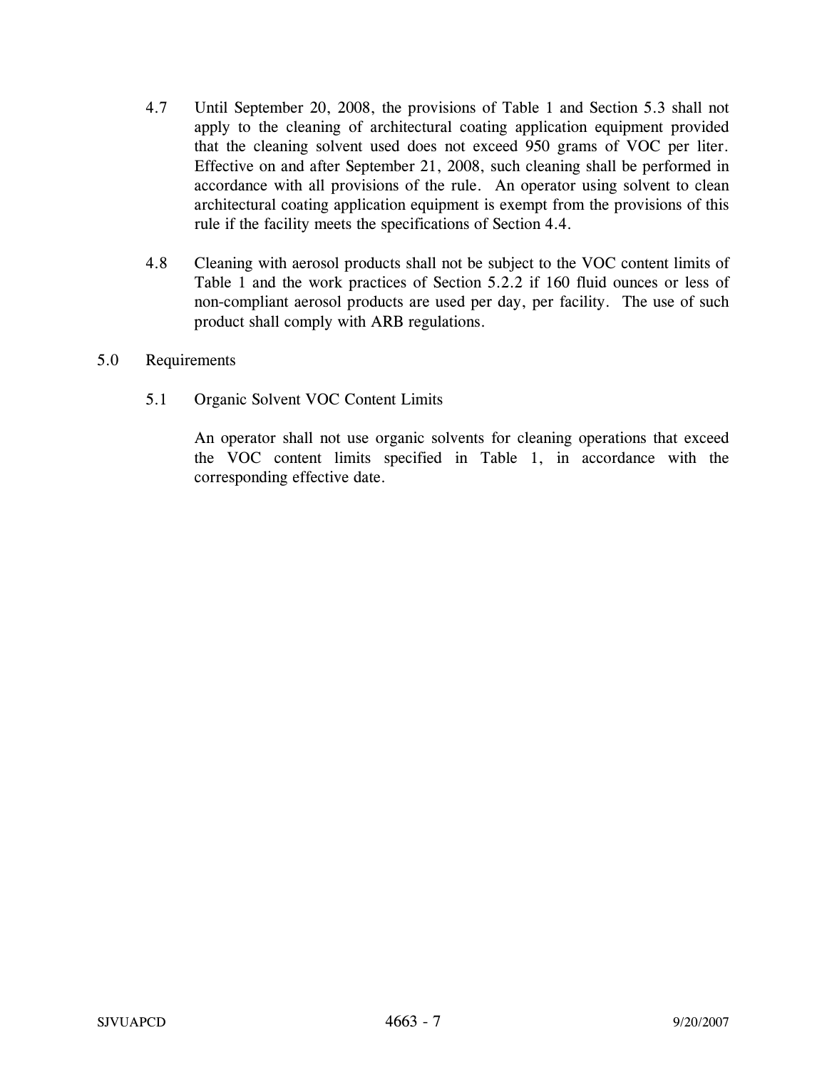4.7 Until September 20, 2008, the provisions of Table 1 and Section 5.3 shall not apply to the cleaning of architectural coating application equipment provided that the cleaning solvent used does not exceed 950 grams of VOC per liter. Effective on and after September 21, 2008, such cleaning shall be performed in accordance with all provisions of the rule. An operator using solvent to clean architectural coating application equipment is exempt from the provisions of this rule if the facility meets the specifications of Section 4.4.

4.8 Cleaning with aerosol products shall not be subject to the VOC content limits of Table 1 and the work practices of Section 5.2.2 if 160 fluid ounces or less of non-compliant aerosol products are used per day, per facility. The use of such product shall comply with ARB regulations.

## 5.0 Requirements

### 5.1 Organic Solvent VOC Content Limits

An operator shall not use organic solvents for cleaning operations that exceed the VOC content limits specified in Table 1, in accordance with the corresponding effective date.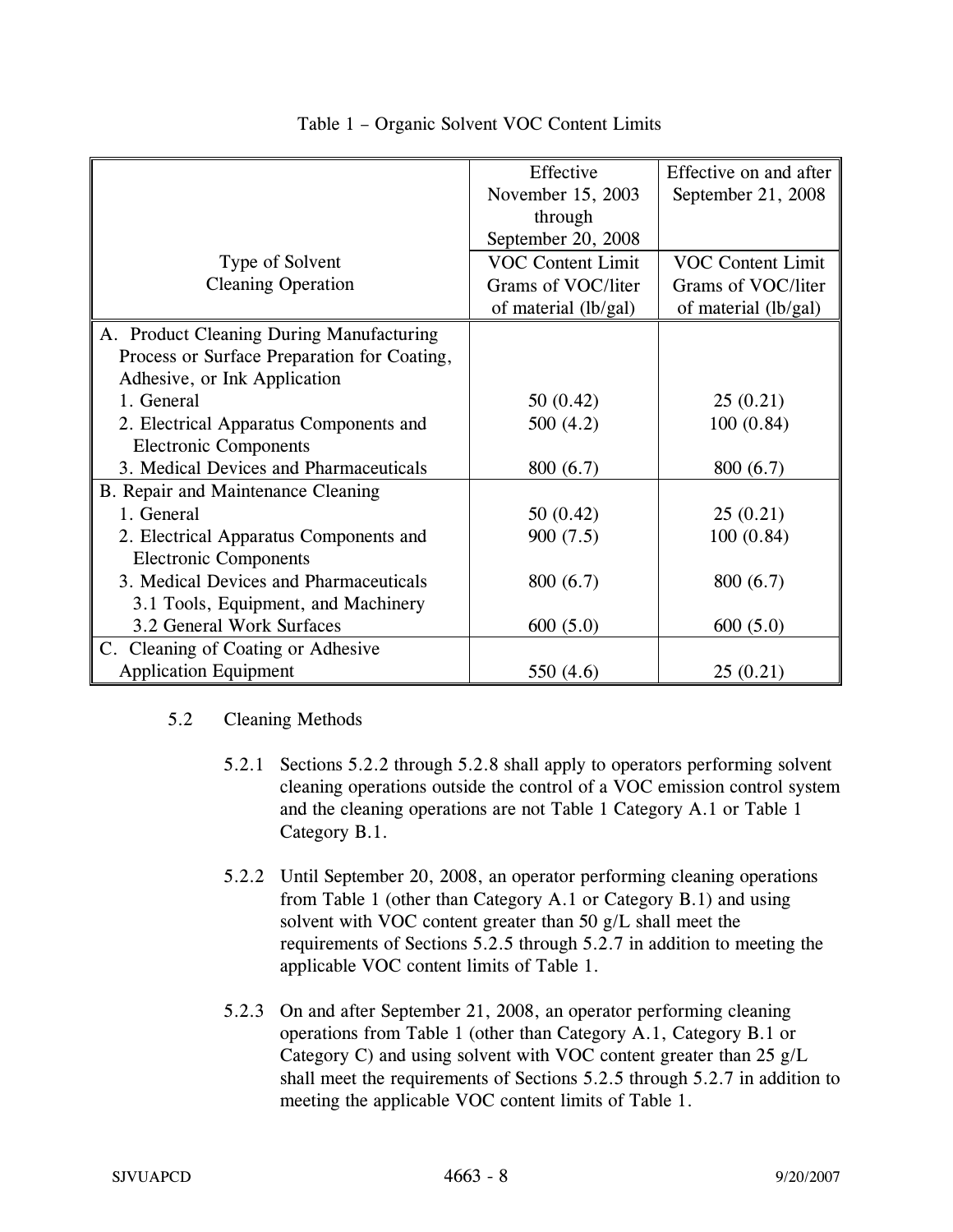Table 1 – Organic Solvent VOC Content Limits

| Type of Solvent Cleaning Operation | Effective November 15, 2003 through September 20, 2008 | Effective on and after September 21, 2008 |
|---|---|---|
| | VOC Content Limit Grams of VOC/liter of material (lb/gal) | VOC Content Limit Grams of VOC/liter of material (lb/gal) |
| A. Product Cleaning During Manufacturing Process or Surface Preparation for Coating, Adhesive, or Ink Application | | |
| 1. General | 50 (0.42) | 25 (0.21) |
| 2. Electrical Apparatus Components and Electronic Components | 500 (4.2) | 100 (0.84) |
| 3. Medical Devices and Pharmaceuticals | 800 (6.7) | 800 (6.7) |
| B. Repair and Maintenance Cleaning | | |
| 1. General | 50 (0.42) | 25 (0.21) |
| 2. Electrical Apparatus Components and Electronic Components | 900 (7.5) | 100 (0.84) |
| 3. Medical Devices and Pharmaceuticals | | |
| 3.1 Tools, Equipment, and Machinery | 800 (6.7) | 800 (6.7) |
| 3.2 General Work Surfaces | 600 (5.0) | 600 (5.0) |
| C. Cleaning of Coating or Adhesive Application Equipment | 550 (4.6) | 25 (0.21) |

5.2 Cleaning Methods

5.2.1 Sections 5.2.2 through 5.2.8 shall apply to operators performing solvent cleaning operations outside the control of a VOC emission control system and the cleaning operations are not Table 1 Category A.1 or Table 1 Category B.1.

5.2.2 Until September 20, 2008, an operator performing cleaning operations from Table 1 (other than Category A.1 or Category B.1) and using solvent with VOC content greater than 50 g/L shall meet the requirements of Sections 5.2.5 through 5.2.7 in addition to meeting the applicable VOC content limits of Table 1.

5.2.3 On and after September 21, 2008, an operator performing cleaning operations from Table 1 (other than Category A.1, Category B.1 or Category C) and using solvent with VOC content greater than 25 g/L shall meet the requirements of Sections 5.2.5 through 5.2.7 in addition to meeting the applicable VOC content limits of Table 1.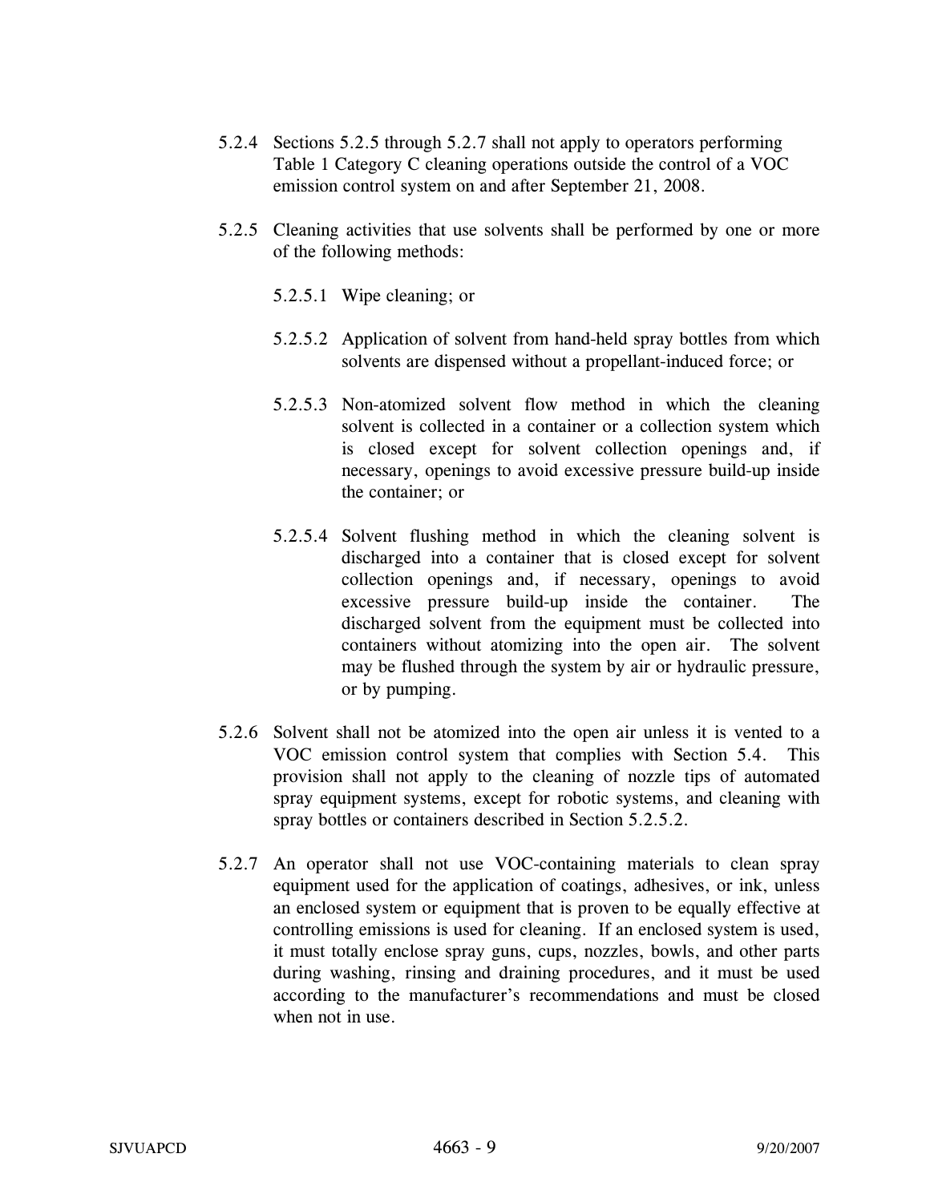5.2.4 Sections 5.2.5 through 5.2.7 shall not apply to operators performing Table 1 Category C cleaning operations outside the control of a VOC emission control system on and after September 21, 2008.

5.2.5 Cleaning activities that use solvents shall be performed by one or more of the following methods:

5.2.5.1 Wipe cleaning; or

5.2.5.2 Application of solvent from hand-held spray bottles from which solvents are dispensed without a propellant-induced force; or

5.2.5.3 Non-atomized solvent flow method in which the cleaning solvent is collected in a container or a collection system which is closed except for solvent collection openings and, if necessary, openings to avoid excessive pressure build-up inside the container; or

5.2.5.4 Solvent flushing method in which the cleaning solvent is discharged into a container that is closed except for solvent collection openings and, if necessary, openings to avoid excessive pressure build-up inside the container. The discharged solvent from the equipment must be collected into containers without atomizing into the open air. The solvent may be flushed through the system by air or hydraulic pressure, or by pumping.

5.2.6 Solvent shall not be atomized into the open air unless it is vented to a VOC emission control system that complies with Section 5.4. This provision shall not apply to the cleaning of nozzle tips of automated spray equipment systems, except for robotic systems, and cleaning with spray bottles or containers described in Section 5.2.5.2.

5.2.7 An operator shall not use VOC-containing materials to clean spray equipment used for the application of coatings, adhesives, or ink, unless an enclosed system or equipment that is proven to be equally effective at controlling emissions is used for cleaning. If an enclosed system is used, it must totally enclose spray guns, cups, nozzles, bowls, and other parts during washing, rinsing and draining procedures, and it must be used according to the manufacturer's recommendations and must be closed when not in use.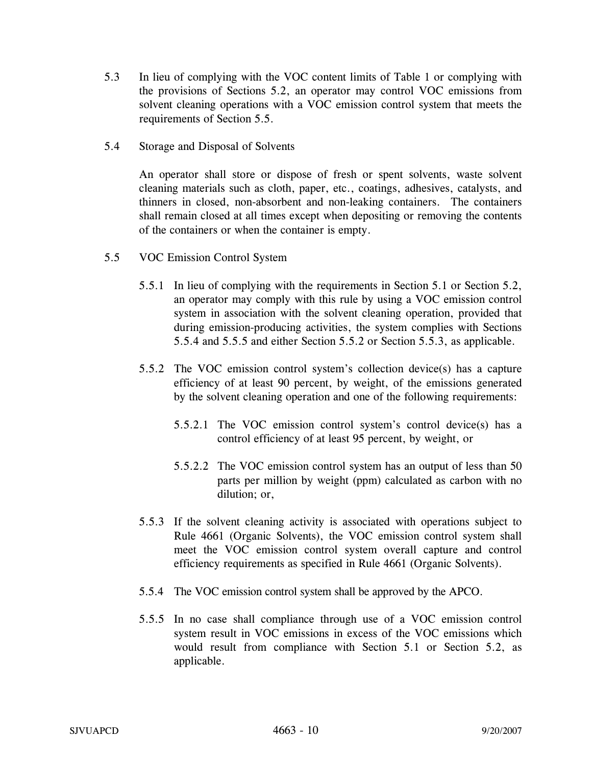5.3 In lieu of complying with the VOC content limits of Table 1 or complying with the provisions of Sections 5.2, an operator may control VOC emissions from solvent cleaning operations with a VOC emission control system that meets the requirements of Section 5.5.

5.4 Storage and Disposal of Solvents

An operator shall store or dispose of fresh or spent solvents, waste solvent cleaning materials such as cloth, paper, etc., coatings, adhesives, catalysts, and thinners in closed, non-absorbent and non-leaking containers. The containers shall remain closed at all times except when depositing or removing the contents of the containers or when the container is empty.

5.5 VOC Emission Control System

5.5.1 In lieu of complying with the requirements in Section 5.1 or Section 5.2, an operator may comply with this rule by using a VOC emission control system in association with the solvent cleaning operation, provided that during emission-producing activities, the system complies with Sections 5.5.4 and 5.5.5 and either Section 5.5.2 or Section 5.5.3, as applicable.

5.5.2 The VOC emission control system's collection device(s) has a capture efficiency of at least 90 percent, by weight, of the emissions generated by the solvent cleaning operation and one of the following requirements:

5.5.2.1 The VOC emission control system's control device(s) has a control efficiency of at least 95 percent, by weight, or

5.5.2.2 The VOC emission control system has an output of less than 50 parts per million by weight (ppm) calculated as carbon with no dilution; or,

5.5.3 If the solvent cleaning activity is associated with operations subject to Rule 4661 (Organic Solvents), the VOC emission control system shall meet the VOC emission control system overall capture and control efficiency requirements as specified in Rule 4661 (Organic Solvents).

5.5.4 The VOC emission control system shall be approved by the APCO.

5.5.5 In no case shall compliance through use of a VOC emission control system result in VOC emissions in excess of the VOC emissions which would result from compliance with Section 5.1 or Section 5.2, as applicable.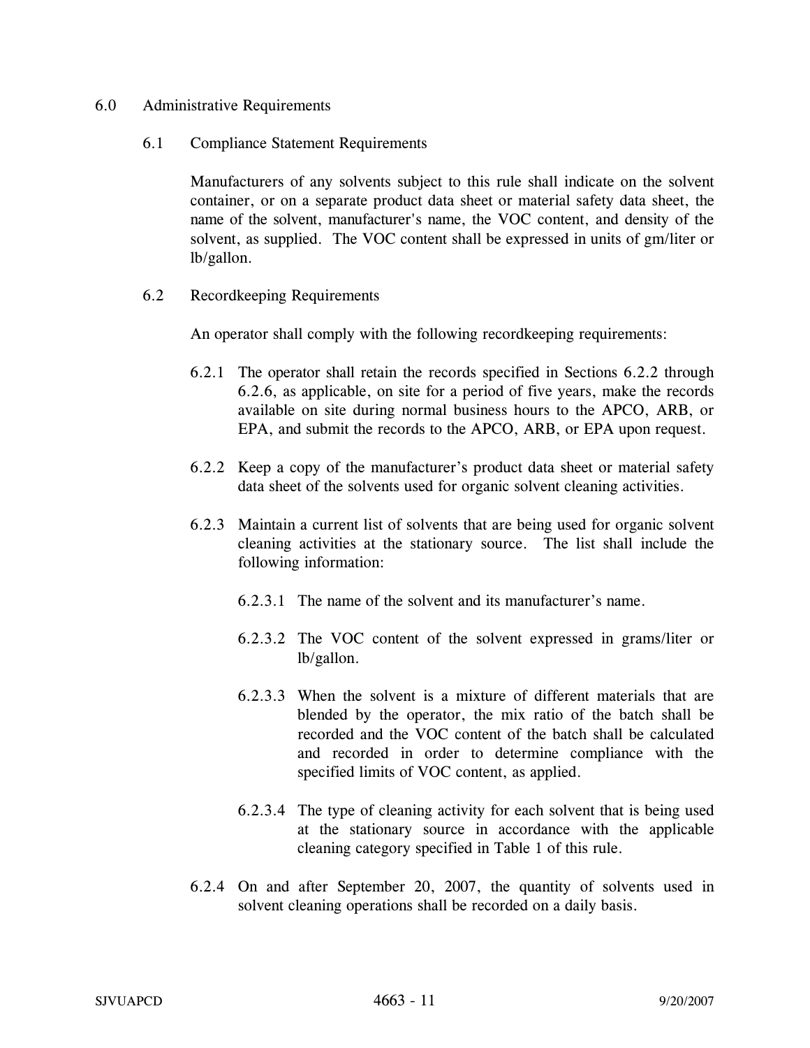## 6.0 Administrative Requirements

### 6.1 Compliance Statement Requirements

Manufacturers of any solvents subject to this rule shall indicate on the solvent container, or on a separate product data sheet or material safety data sheet, the name of the solvent, manufacturer's name, the VOC content, and density of the solvent, as supplied. The VOC content shall be expressed in units of gm/liter or lb/gallon.

### 6.2 Recordkeeping Requirements

An operator shall comply with the following recordkeeping requirements:

6.2.1 The operator shall retain the records specified in Sections 6.2.2 through 6.2.6, as applicable, on site for a period of five years, make the records available on site during normal business hours to the APCO, ARB, or EPA, and submit the records to the APCO, ARB, or EPA upon request.

6.2.2 Keep a copy of the manufacturer's product data sheet or material safety data sheet of the solvents used for organic solvent cleaning activities.

6.2.3 Maintain a current list of solvents that are being used for organic solvent cleaning activities at the stationary source. The list shall include the following information:

6.2.3.1 The name of the solvent and its manufacturer's name.

6.2.3.2 The VOC content of the solvent expressed in grams/liter or lb/gallon.

6.2.3.3 When the solvent is a mixture of different materials that are blended by the operator, the mix ratio of the batch shall be recorded and the VOC content of the batch shall be calculated and recorded in order to determine compliance with the specified limits of VOC content, as applied.

6.2.3.4 The type of cleaning activity for each solvent that is being used at the stationary source in accordance with the applicable cleaning category specified in Table 1 of this rule.

6.2.4 On and after September 20, 2007, the quantity of solvents used in solvent cleaning operations shall be recorded on a daily basis.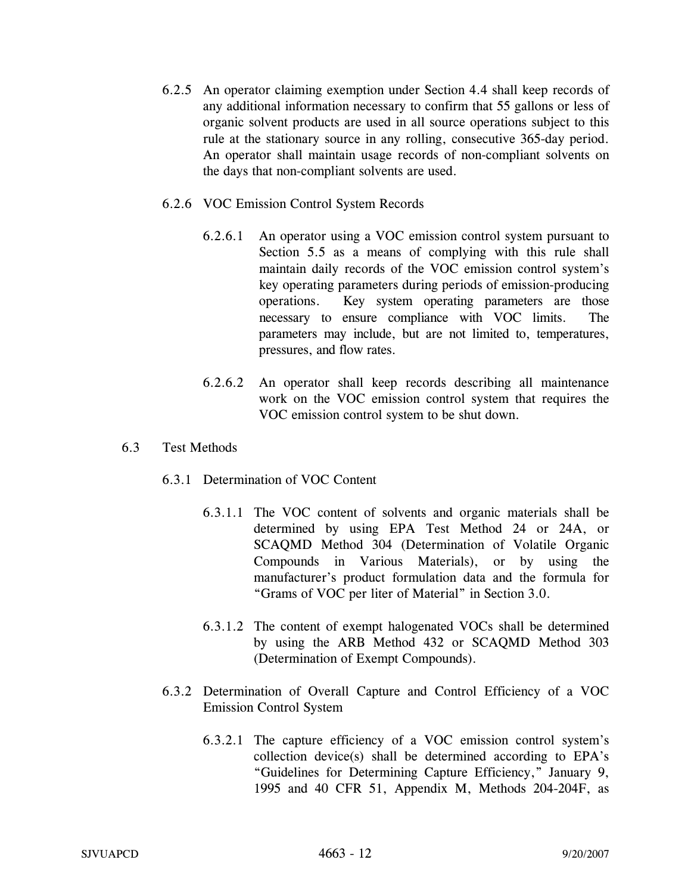6.2.5 An operator claiming exemption under Section 4.4 shall keep records of any additional information necessary to confirm that 55 gallons or less of organic solvent products are used in all source operations subject to this rule at the stationary source in any rolling, consecutive 365-day period. An operator shall maintain usage records of non-compliant solvents on the days that non-compliant solvents are used.

6.2.6 VOC Emission Control System Records

6.2.6.1 An operator using a VOC emission control system pursuant to Section 5.5 as a means of complying with this rule shall maintain daily records of the VOC emission control system's key operating parameters during periods of emission-producing operations. Key system operating parameters are those necessary to ensure compliance with VOC limits. The parameters may include, but are not limited to, temperatures, pressures, and flow rates.

6.2.6.2 An operator shall keep records describing all maintenance work on the VOC emission control system that requires the VOC emission control system to be shut down.

6.3 Test Methods

6.3.1 Determination of VOC Content

6.3.1.1 The VOC content of solvents and organic materials shall be determined by using EPA Test Method 24 or 24A, or SCAQMD Method 304 (Determination of Volatile Organic Compounds in Various Materials), or by using the manufacturer's product formulation data and the formula for "Grams of VOC per liter of Material" in Section 3.0.

6.3.1.2 The content of exempt halogenated VOCs shall be determined by using the ARB Method 432 or SCAQMD Method 303 (Determination of Exempt Compounds).

6.3.2 Determination of Overall Capture and Control Efficiency of a VOC Emission Control System

6.3.2.1 The capture efficiency of a VOC emission control system's collection device(s) shall be determined according to EPA's "Guidelines for Determining Capture Efficiency," January 9, 1995 and 40 CFR 51, Appendix M, Methods 204-204F, as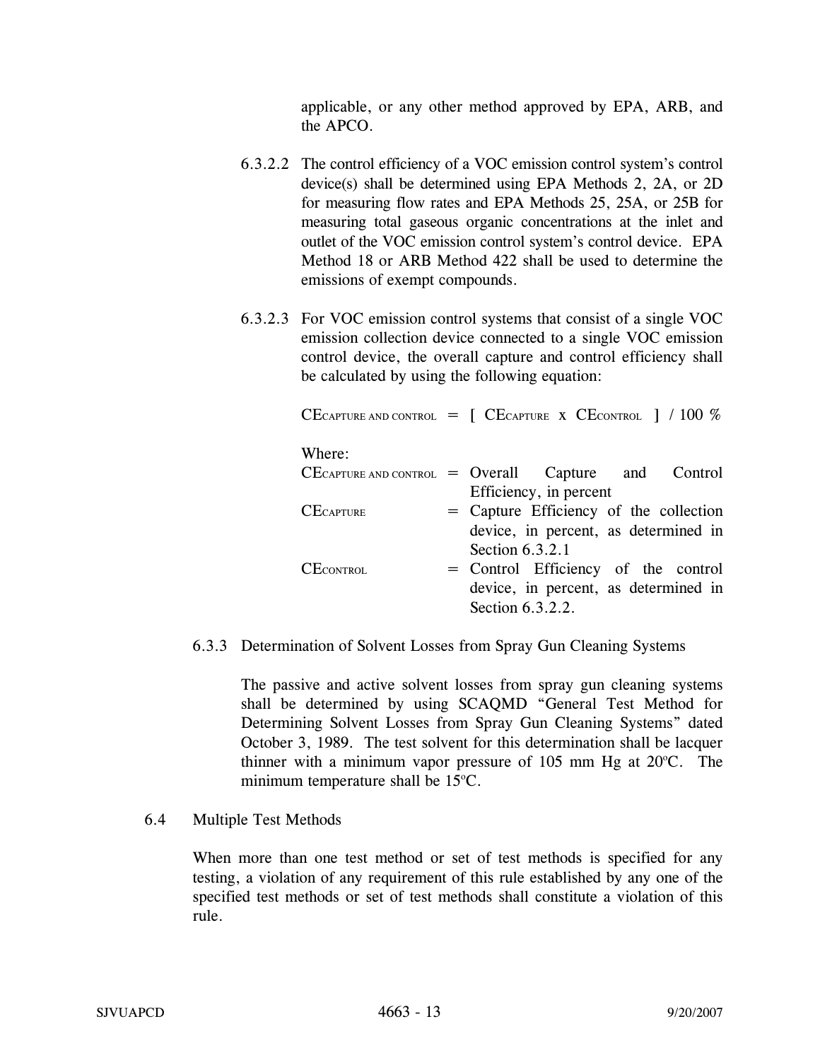applicable, or any other method approved by EPA, ARB, and the APCO.

6.3.2.2 The control efficiency of a VOC emission control system's control device(s) shall be determined using EPA Methods 2, 2A, or 2D for measuring flow rates and EPA Methods 25, 25A, or 25B for measuring total gaseous organic concentrations at the inlet and outlet of the VOC emission control system's control device. EPA Method 18 or ARB Method 422 shall be used to determine the emissions of exempt compounds.

6.3.2.3 For VOC emission control systems that consist of a single VOC emission collection device connected to a single VOC emission control device, the overall capture and control efficiency shall be calculated by using the following equation:

$$CE_{\text{CAPTURE AND CONTROL}} = [\ CE_{\text{CAPTURE}} \times CE_{\text{CONTROL}}\ ] \ / \ 100\ \%$$

Where:

$CE_{\text{CAPTURE AND CONTROL}}$ = Overall Capture and Control Efficiency, in percent

$CE_{\text{CAPTURE}}$ = Capture Efficiency of the collection device, in percent, as determined in Section 6.3.2.1

$CE_{\text{CONTROL}}$ = Control Efficiency of the control device, in percent, as determined in Section 6.3.2.2.

6.3.3 Determination of Solvent Losses from Spray Gun Cleaning Systems

The passive and active solvent losses from spray gun cleaning systems shall be determined by using SCAQMD "General Test Method for Determining Solvent Losses from Spray Gun Cleaning Systems" dated October 3, 1989. The test solvent for this determination shall be lacquer thinner with a minimum vapor pressure of 105 mm Hg at 20ºC. The minimum temperature shall be 15ºC.

6.4 Multiple Test Methods

When more than one test method or set of test methods is specified for any testing, a violation of any requirement of this rule established by any one of the specified test methods or set of test methods shall constitute a violation of this rule.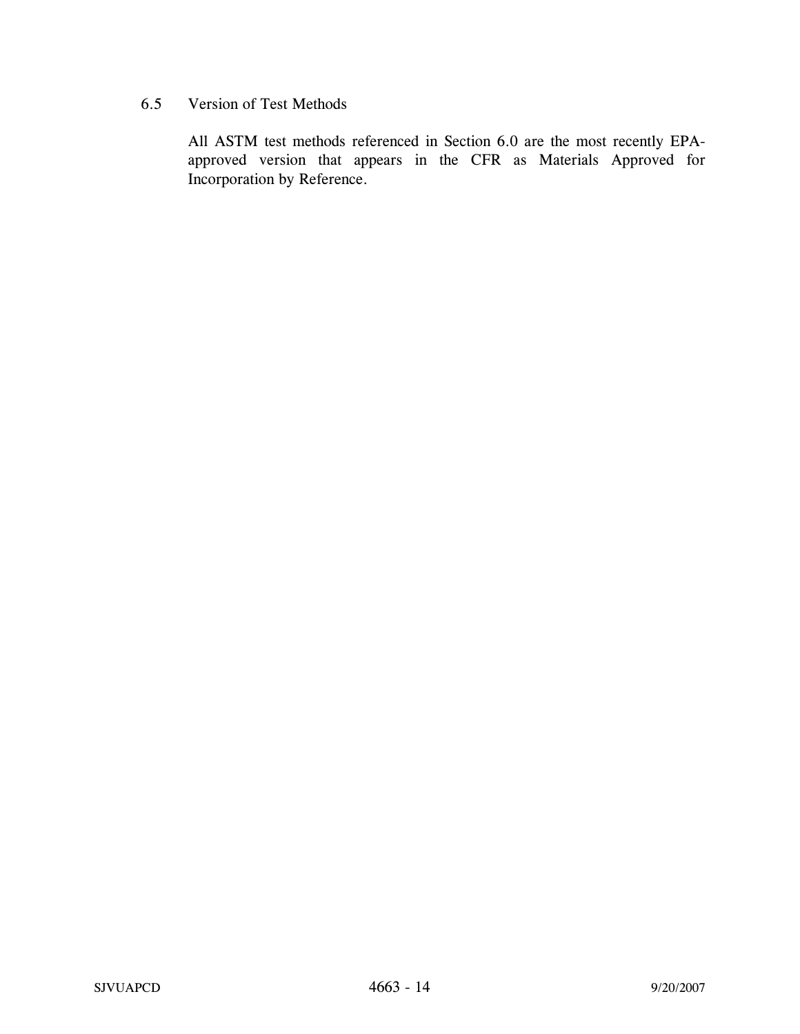### 6.5 Version of Test Methods

All ASTM test methods referenced in Section 6.0 are the most recently EPA-approved version that appears in the CFR as Materials Approved for Incorporation by Reference.